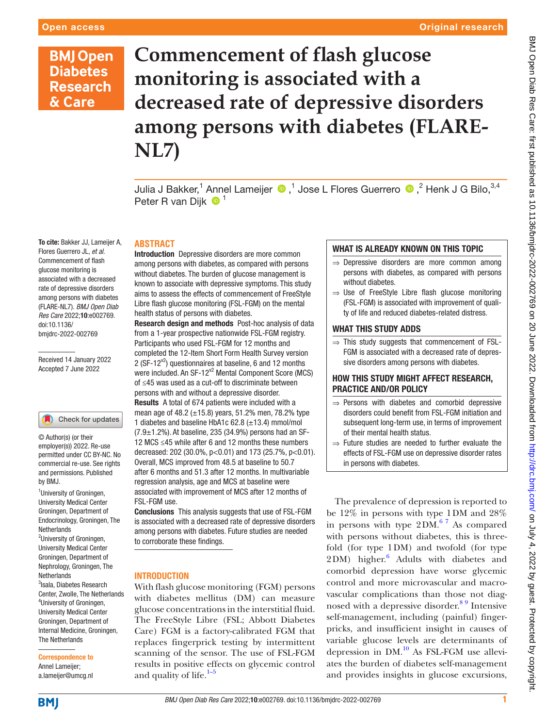# Commencement of flash glucose monitoring is associated with a decreased rate of depressive disorders among persons with diabetes (FLARE-NL7)

Julia J Bakker,[1] Annel Lameijer,[1] Jose L Flores Guerrero,[2] Henk J G Bilo,[3,4] Peter R van Dijk[1]

**To cite:** Bakker JJ, Lameijer A, Flores Guerrero JL, *et al*. Commencement of flash glucose monitoring is associated with a decreased rate of depressive disorders among persons with diabetes (FLARE-NL7). *BMJ Open Diab Res Care* 2022;**10**:e002769. doi:10.1136/bmjdrc-2022-002769

Received 14 January 2022
Accepted 7 June 2022

© Author(s) (or their employer(s)) 2022. Re-use permitted under CC BY-NC. No commercial re-use. See rights and permissions. Published by BMJ.

[1]University of Groningen, University Medical Center Groningen, Department of Endocrinology, Groningen, The Netherlands
[2]University of Groningen, University Medical Center Groningen, Department of Nephrology, Groningen, The Netherlands
[3]Isala, Diabetes Research Center, Zwolle, The Netherlands
[4]University of Groningen, University Medical Center Groningen, Department of Internal Medicine, Groningen, The Netherlands

**Correspondence to**
Annel Lameijer;
a.lameijer@umcg.nl

## ABSTRACT

**Introduction** Depressive disorders are more common among persons with diabetes, as compared with persons without diabetes. The burden of glucose management is known to associate with depressive symptoms. This study aims to assess the effects of commencement of FreeStyle Libre flash glucose monitoring (FSL-FGM) on the mental health status of persons with diabetes.

**Research design and methods** Post-hoc analysis of data from a 1-year prospective nationwide FSL-FGM registry. Participants who used FSL-FGM for 12 months and completed the 12-Item Short Form Health Survey version 2 (SF-12$^{v2}$) questionnaires at baseline, 6 and 12 months were included. An SF-12$^{v2}$ Mental Component Score (MCS) of ≤45 was used as a cut-off to discriminate between persons with and without a depressive disorder.

**Results** A total of 674 patients were included with a mean age of 48.2 (±15.8) years, 51.2% men, 78.2% type 1 diabetes and baseline HbA1c 62.8 (±13.4) mmol/mol (7.9±1.2%). At baseline, 235 (34.9%) persons had an SF-12 MCS ≤45 while after 6 and 12 months these numbers decreased: 202 (30.0%, p<0.01) and 173 (25.7%, p<0.01). Overall, MCS improved from 48.5 at baseline to 50.7 after 6 months and 51.3 after 12 months. In multivariable regression analysis, age and MCS at baseline were associated with improvement of MCS after 12 months of FSL-FGM use.

**Conclusions** This analysis suggests that use of FSL-FGM is associated with a decreased rate of depressive disorders among persons with diabetes. Future studies are needed to corroborate these findings.

### WHAT IS ALREADY KNOWN ON THIS TOPIC

- ⇒ Depressive disorders are more common among persons with diabetes, as compared with persons without diabetes.
- ⇒ Use of FreeStyle Libre flash glucose monitoring (FSL-FGM) is associated with improvement of quality of life and reduced diabetes-related distress.

### WHAT THIS STUDY ADDS

- ⇒ This study suggests that commencement of FSL-FGM is associated with a decreased rate of depressive disorders among persons with diabetes.

### HOW THIS STUDY MIGHT AFFECT RESEARCH, PRACTICE AND/OR POLICY

- ⇒ Persons with diabetes and comorbid depressive disorders could benefit from FSL-FGM initiation and subsequent long-term use, in terms of improvement of their mental health status.
- ⇒ Future studies are needed to further evaluate the effects of FSL-FGM use on depressive disorder rates in persons with diabetes.

## INTRODUCTION

With flash glucose monitoring (FGM) persons with diabetes mellitus (DM) can measure glucose concentrations in the interstitial fluid. The FreeStyle Libre (FSL; Abbott Diabetes Care) FGM is a factory-calibrated FGM that replaces fingerprick testing by intermittent scanning of the sensor. The use of FSL-FGM results in positive effects on glycemic control and quality of life.[1–5]

The prevalence of depression is reported to be 12% in persons with type 1DM and 28% in persons with type 2DM.[6,7] As compared with persons without diabetes, this is threefold (for type 1DM) and twofold (for type 2DM) higher.[6] Adults with diabetes and comorbid depression have worse glycemic control and more microvascular and macrovascular complications than those not diagnosed with a depressive disorder.[8,9] Intensive self-management, including (painful) fingerpricks, and insufficient insight in causes of variable glucose levels are determinants of depression in DM.[10] As FSL-FGM use alleviates the burden of diabetes self-management and provides insights in glucose excursions,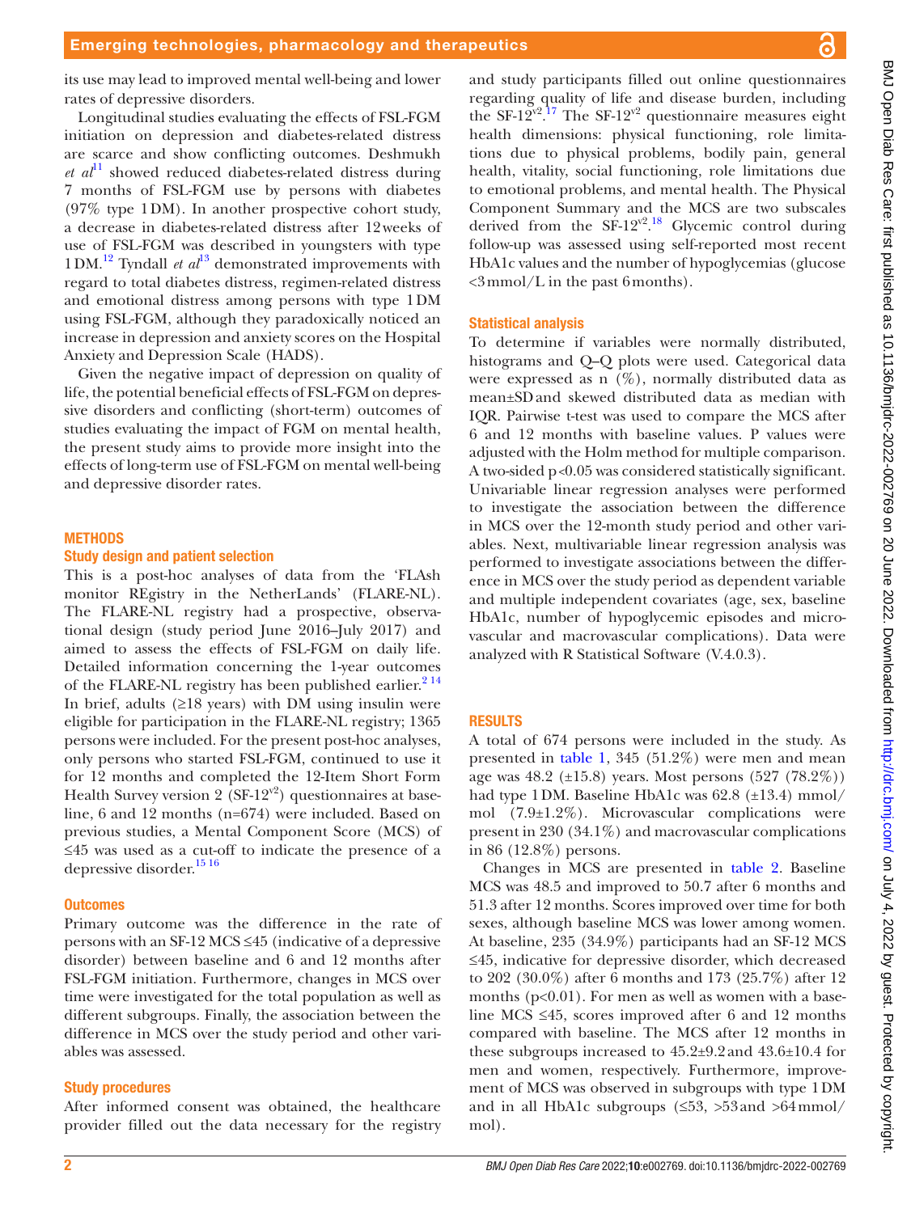its use may lead to improved mental well-being and lower rates of depressive disorders.

Longitudinal studies evaluating the effects of FSL-FGM initiation on depression and diabetes-related distress are scarce and show conflicting outcomes. Deshmukh *et al*[11] showed reduced diabetes-related distress during 7 months of FSL-FGM use by persons with diabetes (97% type 1DM). In another prospective cohort study, a decrease in diabetes-related distress after 12 weeks of use of FSL-FGM was described in youngsters with type 1DM.[12] Tyndall *et al*[13] demonstrated improvements with regard to total diabetes distress, regimen-related distress and emotional distress among persons with type 1DM using FSL-FGM, although they paradoxically noticed an increase in depression and anxiety scores on the Hospital Anxiety and Depression Scale (HADS).

Given the negative impact of depression on quality of life, the potential beneficial effects of FSL-FGM on depressive disorders and conflicting (short-term) outcomes of studies evaluating the impact of FGM on mental health, the present study aims to provide more insight into the effects of long-term use of FSL-FGM on mental well-being and depressive disorder rates.

## METHODS

### Study design and patient selection

This is a post-hoc analyses of data from the 'FLAsh monitor REgistry in the NetherLands' (FLARE-NL). The FLARE-NL registry had a prospective, observational design (study period June 2016–July 2017) and aimed to assess the effects of FSL-FGM on daily life. Detailed information concerning the 1-year outcomes of the FLARE-NL registry has been published earlier.[2,14] In brief, adults (≥18 years) with DM using insulin were eligible for participation in the FLARE-NL registry; 1365 persons were included. For the present post-hoc analyses, only persons who started FSL-FGM, continued to use it for 12 months and completed the 12-Item Short Form Health Survey version 2 (SF-12$^{v2}$) questionnaires at baseline, 6 and 12 months (n=674) were included. Based on previous studies, a Mental Component Score (MCS) of ≤45 was used as a cut-off to indicate the presence of a depressive disorder.[15,16]

### Outcomes

Primary outcome was the difference in the rate of persons with an SF-12 MCS ≤45 (indicative of a depressive disorder) between baseline and 6 and 12 months after FSL-FGM initiation. Furthermore, changes in MCS over time were investigated for the total population as well as different subgroups. Finally, the association between the difference in MCS over the study period and other variables was assessed.

### Study procedures

After informed consent was obtained, the healthcare provider filled out the data necessary for the registry and study participants filled out online questionnaires regarding quality of life and disease burden, including the SF-12$^{v2}$.[17] The SF-12$^{v2}$ questionnaire measures eight health dimensions: physical functioning, role limitations due to physical problems, bodily pain, general health, vitality, social functioning, role limitations due to emotional problems, and mental health. The Physical Component Summary and the MCS are two subscales derived from the SF-12$^{v2}$.[18] Glycemic control during follow-up was assessed using self-reported most recent HbA1c values and the number of hypoglycemias (glucose <3 mmol/L in the past 6 months).

### Statistical analysis

To determine if variables were normally distributed, histograms and Q–Q plots were used. Categorical data were expressed as n (%), normally distributed data as mean±SD and skewed distributed data as median with IQR. Pairwise t-test was used to compare the MCS after 6 and 12 months with baseline values. P values were adjusted with the Holm method for multiple comparison. A two-sided $p<0.05$ was considered statistically significant. Univariable linear regression analyses were performed to investigate the association between the difference in MCS over the 12-month study period and other variables. Next, multivariable linear regression analysis was performed to investigate associations between the difference in MCS over the study period as dependent variable and multiple independent covariates (age, sex, baseline HbA1c, number of hypoglycemic episodes and microvascular and macrovascular complications). Data were analyzed with R Statistical Software (V.4.0.3).

## RESULTS

A total of 674 persons were included in the study. As presented in table 1, 345 (51.2%) were men and mean age was 48.2 (±15.8) years. Most persons (527 (78.2%)) had type 1DM. Baseline HbA1c was 62.8 (±13.4) mmol/mol (7.9±1.2%). Microvascular complications were present in 230 (34.1%) and macrovascular complications in 86 (12.8%) persons.

Changes in MCS are presented in table 2. Baseline MCS was 48.5 and improved to 50.7 after 6 months and 51.3 after 12 months. Scores improved over time for both sexes, although baseline MCS was lower among women. At baseline, 235 (34.9%) participants had an SF-12 MCS ≤45, indicative for depressive disorder, which decreased to 202 (30.0%) after 6 months and 173 (25.7%) after 12 months ($p<0.01$). For men as well as women with a baseline MCS ≤45, scores improved after 6 and 12 months compared with baseline. The MCS after 12 months in these subgroups increased to 45.2±9.2 and 43.6±10.4 for men and women, respectively. Furthermore, improvement of MCS was observed in subgroups with type 1DM and in all HbA1c subgroups (≤53, >53 and >64 mmol/mol).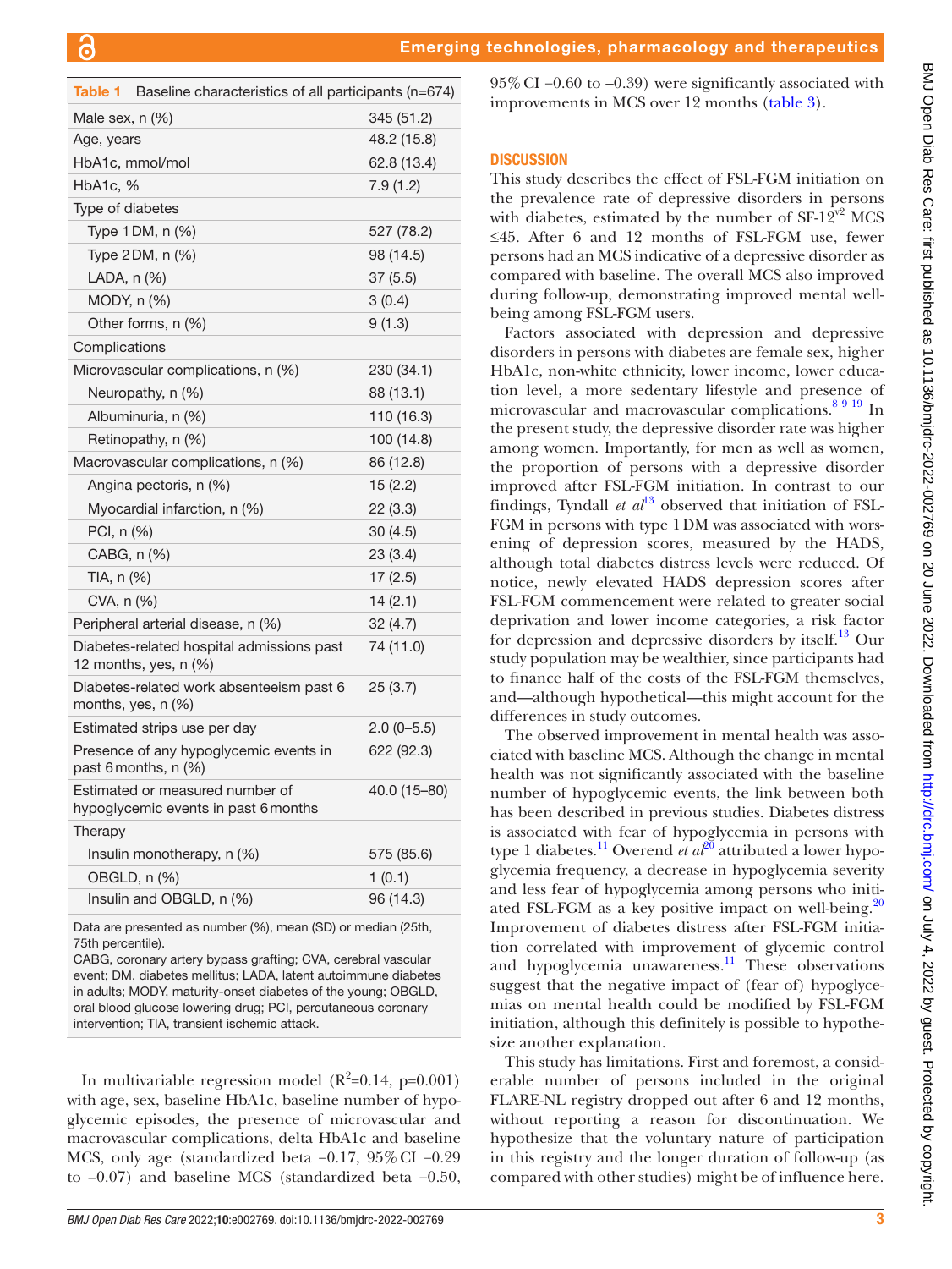**Table 1** Baseline characteristics of all participants (n=674)

| | |
|---|---|
| Male sex, n (%) | 345 (51.2) |
| Age, years | 48.2 (15.8) |
| HbA1c, mmol/mol | 62.8 (13.4) |
| HbA1c, % | 7.9 (1.2) |
| Type of diabetes | |
| Type 1 DM, n (%) | 527 (78.2) |
| Type 2 DM, n (%) | 98 (14.5) |
| LADA, n (%) | 37 (5.5) |
| MODY, n (%) | 3 (0.4) |
| Other forms, n (%) | 9 (1.3) |
| Complications | |
| Microvascular complications, n (%) | 230 (34.1) |
| Neuropathy, n (%) | 88 (13.1) |
| Albuminuria, n (%) | 110 (16.3) |
| Retinopathy, n (%) | 100 (14.8) |
| Macrovascular complications, n (%) | 86 (12.8) |
| Angina pectoris, n (%) | 15 (2.2) |
| Myocardial infarction, n (%) | 22 (3.3) |
| PCI, n (%) | 30 (4.5) |
| CABG, n (%) | 23 (3.4) |
| TIA, n (%) | 17 (2.5) |
| CVA, n (%) | 14 (2.1) |
| Peripheral arterial disease, n (%) | 32 (4.7) |
| Diabetes-related hospital admissions past 12 months, yes, n (%) | 74 (11.0) |
| Diabetes-related work absenteeism past 6 months, yes, n (%) | 25 (3.7) |
| Estimated strips use per day | 2.0 (0–5.5) |
| Presence of any hypoglycemic events in past 6 months, n (%) | 622 (92.3) |
| Estimated or measured number of hypoglycemic events in past 6 months | 40.0 (15–80) |
| Therapy | |
| Insulin monotherapy, n (%) | 575 (85.6) |
| OBGLD, n (%) | 1 (0.1) |
| Insulin and OBGLD, n (%) | 96 (14.3) |

Data are presented as number (%), mean (SD) or median (25th, 75th percentile).
CABG, coronary artery bypass grafting; CVA, cerebral vascular event; DM, diabetes mellitus; LADA, latent autoimmune diabetes in adults; MODY, maturity-onset diabetes of the young; OBGLD, oral blood glucose lowering drug; PCI, percutaneous coronary intervention; TIA, transient ischemic attack.

In multivariable regression model ($R^2$=0.14, p=0.001) with age, sex, baseline HbA1c, baseline number of hypoglycemic episodes, the presence of microvascular and macrovascular complications, delta HbA1c and baseline MCS, only age (standardized beta −0.17, 95% CI −0.29 to −0.07) and baseline MCS (standardized beta −0.50, 95% CI −0.60 to −0.39) were significantly associated with improvements in MCS over 12 months (table 3).

## DISCUSSION

This study describes the effect of FSL-FGM initiation on the prevalence rate of depressive disorders in persons with diabetes, estimated by the number of SF-12$^{v2}$ MCS ≤45. After 6 and 12 months of FSL-FGM use, fewer persons had an MCS indicative of a depressive disorder as compared with baseline. The overall MCS also improved during follow-up, demonstrating improved mental well-being among FSL-FGM users.

Factors associated with depression and depressive disorders in persons with diabetes are female sex, higher HbA1c, non-white ethnicity, lower income, lower education level, a more sedentary lifestyle and presence of microvascular and macrovascular complications.[8 9 19] In the present study, the depressive disorder rate was higher among women. Importantly, for men as well as women, the proportion of persons with a depressive disorder improved after FSL-FGM initiation. In contrast to our findings, Tyndall *et al*[13] observed that initiation of FSL-FGM in persons with type 1 DM was associated with worsening of depression scores, measured by the HADS, although total diabetes distress levels were reduced. Of notice, newly elevated HADS depression scores after FSL-FGM commencement were related to greater social deprivation and lower income categories, a risk factor for depression and depressive disorders by itself.[13] Our study population may be wealthier, since participants had to finance half of the costs of the FSL-FGM themselves, and—although hypothetical—this might account for the differences in study outcomes.

The observed improvement in mental health was associated with baseline MCS. Although the change in mental health was not significantly associated with the baseline number of hypoglycemic events, the link between both has been described in previous studies. Diabetes distress is associated with fear of hypoglycemia in persons with type 1 diabetes.[11] Overend *et al*[20] attributed a lower hypoglycemia frequency, a decrease in hypoglycemia severity and less fear of hypoglycemia among persons who initiated FSL-FGM as a key positive impact on well-being.[20] Improvement of diabetes distress after FSL-FGM initiation correlated with improvement of glycemic control and hypoglycemia unawareness.[11] These observations suggest that the negative impact of (fear of) hypoglycemias on mental health could be modified by FSL-FGM initiation, although this definitely is possible to hypothesize another explanation.

This study has limitations. First and foremost, a considerable number of persons included in the original FLARE-NL registry dropped out after 6 and 12 months, without reporting a reason for discontinuation. We hypothesize that the voluntary nature of participation in this registry and the longer duration of follow-up (as compared with other studies) might be of influence here.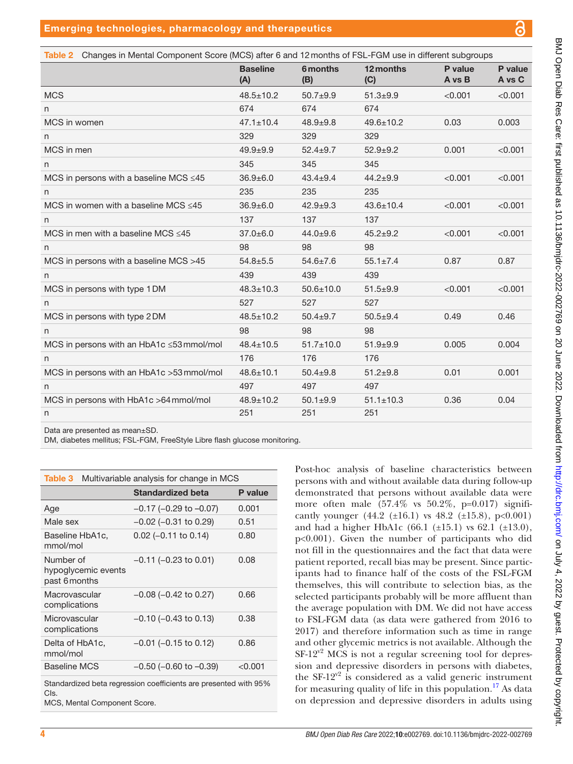**Table 2** Changes in Mental Component Score (MCS) after 6 and 12 months of FSL-FGM use in different subgroups

| | Baseline (A) | 6 months (B) | 12 months (C) | P value A vs B | P value A vs C |
|---|---|---|---|---|---|
| MCS | 48.5±10.2 | 50.7±9.9 | 51.3±9.9 | <0.001 | <0.001 |
| n | 674 | 674 | 674 | | |
| MCS in women | 47.1±10.4 | 48.9±9.8 | 49.6±10.2 | 0.03 | 0.003 |
| n | 329 | 329 | 329 | | |
| MCS in men | 49.9±9.9 | 52.4±9.7 | 52.9±9.2 | 0.001 | <0.001 |
| n | 345 | 345 | 345 | | |
| MCS in persons with a baseline MCS ≤45 | 36.9±6.0 | 43.4±9.4 | 44.2±9.9 | <0.001 | <0.001 |
| n | 235 | 235 | 235 | | |
| MCS in women with a baseline MCS ≤45 | 36.9±6.0 | 42.9±9.3 | 43.6±10.4 | <0.001 | <0.001 |
| n | 137 | 137 | 137 | | |
| MCS in men with a baseline MCS ≤45 | 37.0±6.0 | 44.0±9.6 | 45.2±9.2 | <0.001 | <0.001 |
| n | 98 | 98 | 98 | | |
| MCS in persons with a baseline MCS >45 | 54.8±5.5 | 54.6±7.6 | 55.1±7.4 | 0.87 | 0.87 |
| n | 439 | 439 | 439 | | |
| MCS in persons with type 1 DM | 48.3±10.3 | 50.6±10.0 | 51.5±9.9 | <0.001 | <0.001 |
| n | 527 | 527 | 527 | | |
| MCS in persons with type 2 DM | 48.5±10.2 | 50.4±9.7 | 50.5±9.4 | 0.49 | 0.46 |
| n | 98 | 98 | 98 | | |
| MCS in persons with an HbA1c ≤53 mmol/mol | 48.4±10.5 | 51.7±10.0 | 51.9±9.9 | 0.005 | 0.004 |
| n | 176 | 176 | 176 | | |
| MCS in persons with an HbA1c >53 mmol/mol | 48.6±10.1 | 50.4±9.8 | 51.2±9.8 | 0.01 | 0.001 |
| n | 497 | 497 | 497 | | |
| MCS in persons with HbA1c >64 mmol/mol | 48.9±10.2 | 50.1±9.9 | 51.1±10.3 | 0.36 | 0.04 |
| n | 251 | 251 | 251 | | |

Data are presented as mean±SD.
DM, diabetes mellitus; FSL-FGM, FreeStyle Libre flash glucose monitoring.

**Table 3** Multivariable analysis for change in MCS

| | Standardized beta | P value |
|---|---|---|
| Age | −0.17 (−0.29 to −0.07) | 0.001 |
| Male sex | −0.02 (−0.31 to 0.29) | 0.51 |
| Baseline HbA1c, mmol/mol | 0.02 (−0.11 to 0.14) | 0.80 |
| Number of hypoglycemic events past 6 months | −0.11 (−0.23 to 0.01) | 0.08 |
| Macrovascular complications | −0.08 (−0.42 to 0.27) | 0.66 |
| Microvascular complications | −0.10 (−0.43 to 0.13) | 0.38 |
| Delta of HbA1c, mmol/mol | −0.01 (−0.15 to 0.12) | 0.86 |
| Baseline MCS | −0.50 (−0.60 to −0.39) | <0.001 |

Standardized beta regression coefficients are presented with 95% CIs.
MCS, Mental Component Score.

Post-hoc analysis of baseline characteristics between persons with and without available data during follow-up demonstrated that persons without available data were more often male (57.4% vs 50.2%, p=0.017) significantly younger (44.2 (±16.1) vs 48.2 (±15.8), p<0.001) and had a higher HbA1c (66.1 (±15.1) vs 62.1 (±13.0), p<0.001). Given the number of participants who did not fill in the questionnaires and the fact that data were patient reported, recall bias may be present. Since participants had to finance half of the costs of the FSL-FGM themselves, this will contribute to selection bias, as the selected participants probably will be more affluent than the average population with DM. We did not have access to FSL-FGM data (as data were gathered from 2016 to 2017) and therefore information such as time in range and other glycemic metrics is not available. Although the SF-12$^{v2}$ MCS is not a regular screening tool for depression and depressive disorders in persons with diabetes, the SF-12$^{v2}$ is considered as a valid generic instrument for measuring quality of life in this population.[17] As data on depression and depressive disorders in adults using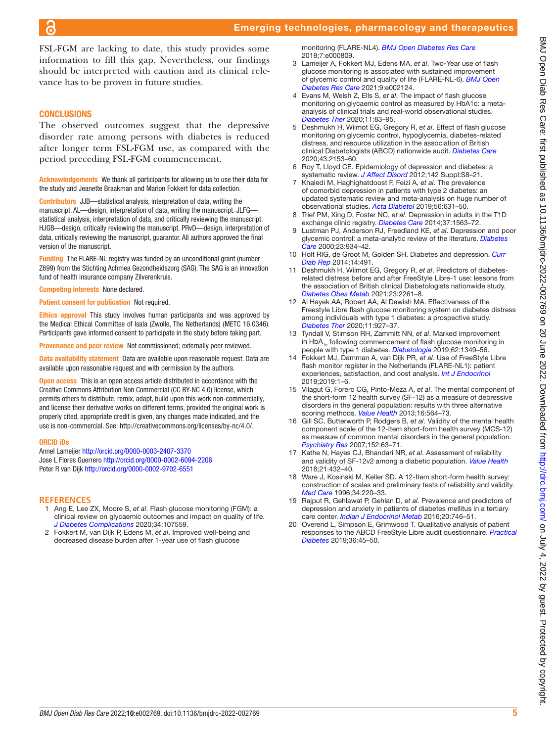FSL-FGM are lacking to date, this study provides some information to fill this gap. Nevertheless, our findings should be interpreted with caution and its clinical relevance has to be proven in future studies.

## CONCLUSIONS

The observed outcomes suggest that the depressive disorder rate among persons with diabetes is reduced after longer term FSL-FGM use, as compared with the period preceding FSL-FGM commencement.

**Acknowledgements** We thank all participants for allowing us to use their data for the study and Jeanette Braakman and Marion Fokkert for data collection.

**Contributors** JJB—statistical analysis, interpretation of data, writing the manuscript. AL—design, interpretation of data, writing the manuscript. JLFG—statistical analysis, interpretation of data, and critically reviewing the manuscript. HJGB—design, critically reviewing the manuscript. PRvD—design, interpretation of data, critically reviewing the manuscript, guarantor. All authors approved the final version of the manuscript.

**Funding** The FLARE-NL registry was funded by an unconditional grant (number Z699) from the Stichting Achmea Gezondheidszorg (SAG). The SAG is an innovation fund of health insurance company Zilverenkruis.

**Competing interests** None declared.

**Patient consent for publication** Not required.

**Ethics approval** This study involves human participants and was approved by the Medical Ethical Committee of Isala (Zwolle, The Netherlands) (METC 16.0346). Participants gave informed consent to participate in the study before taking part.

**Provenance and peer review** Not commissioned; externally peer reviewed.

**Data availability statement** Data are available upon reasonable request. Data are available upon reasonable request and with permission by the authors.

**Open access** This is an open access article distributed in accordance with the Creative Commons Attribution Non Commercial (CC BY-NC 4.0) license, which permits others to distribute, remix, adapt, build upon this work non-commercially, and license their derivative works on different terms, provided the original work is properly cited, appropriate credit is given, any changes made indicated, and the use is non-commercial. See: http://creativecommons.org/licenses/by-nc/4.0/.

### ORCID iDs

Annel Lameijer http://orcid.org/0000-0003-2407-3370
Jose L Flores Guerrero http://orcid.org/0000-0002-6094-2206
Peter R van Dijk http://orcid.org/0000-0002-9702-6551

## REFERENCES

1. Ang E, Lee ZX, Moore S, *et al*. Flash glucose monitoring (FGM): a clinical review on glycaemic outcomes and impact on quality of life. *J Diabetes Complications* 2020;34:107559.
2. Fokkert M, van Dijk P, Edens M, *et al*. Improved well-being and decreased disease burden after 1-year use of flash glucose monitoring (FLARE-NL4). *BMJ Open Diabetes Res Care* 2019;7:e000809.
3. Lameijer A, Fokkert MJ, Edens MA, *et al*. Two-Year use of flash glucose monitoring is associated with sustained improvement of glycemic control and quality of life (FLARE-NL-6). *BMJ Open Diabetes Res Care* 2021;9:e002124.
4. Evans M, Welsh Z, Ells S, *et al*. The impact of flash glucose monitoring on glycaemic control as measured by HbA1c: a meta-analysis of clinical trials and real-world observational studies. *Diabetes Ther* 2020;11:83–95.
5. Deshmukh H, Wilmot EG, Gregory R, *et al*. Effect of flash glucose monitoring on glycemic control, hypoglycemia, diabetes-related distress, and resource utilization in the association of British clinical Diabetologists (ABCD) nationwide audit. *Diabetes Care* 2020;43:2153–60.
6. Roy T, Lloyd CE. Epidemiology of depression and diabetes: a systematic review. *J Affect Disord* 2012;142 Suppl:S8–21.
7. Khaledi M, Haghighatdoost F, Feizi A, *et al*. The prevalence of comorbid depression in patients with type 2 diabetes: an updated systematic review and meta-analysis on huge number of observational studies. *Acta Diabetol* 2019;56:631–50.
8. Trief PM, Xing D, Foster NC, *et al*. Depression in adults in the T1D exchange clinic registry. *Diabetes Care* 2014;37:1563–72.
9. Lustman PJ, Anderson RJ, Freedland KE, *et al*. Depression and poor glycemic control: a meta-analytic review of the literature. *Diabetes Care* 2000;23:934–42.
10. Holt RIG, de Groot M, Golden SH. Diabetes and depression. *Curr Diab Rep* 2014;14:491.
11. Deshmukh H, Wilmot EG, Gregory R, *et al*. Predictors of diabetes-related distress before and after FreeStyle Libre-1 use: lessons from the association of British clinical Diabetologists nationwide study. *Diabetes Obes Metab* 2021;23:2261–8.
12. Al Hayek AA, Robert AA, Al Dawish MA. Effectiveness of the Freestyle Libre flash glucose monitoring system on diabetes distress among individuals with type 1 diabetes: a prospective study. *Diabetes Ther* 2020;11:927–37.
13. Tyndall V, Stimson RH, Zammitt NN, *et al*. Marked improvement in $HbA_{1c}$ following commencement of flash glucose monitoring in people with type 1 diabetes. *Diabetologia* 2019;62:1349–56.
14. Fokkert MJ, Damman A, van Dijk PR, *et al*. Use of FreeStyle Libre flash monitor register in the Netherlands (FLARE-NL1): patient experiences, satisfaction, and cost analysis. *Int J Endocrinol* 2019;2019:1–6.
15. Vilagut G, Forero CG, Pinto-Meza A, *et al*. The mental component of the short-form 12 health survey (SF-12) as a measure of depressive disorders in the general population: results with three alternative scoring methods. *Value Health* 2013;16:564–73.
16. Gill SC, Butterworth P, Rodgers B, *et al*. Validity of the mental health component scale of the 12-Item short-form health survey (MCS-12) as measure of common mental disorders in the general population. *Psychiatry Res* 2007;152:63–71.
17. Kathe N, Hayes CJ, Bhandari NR, *et al*. Assessment of reliability and validity of SF-12v2 among a diabetic population. *Value Health* 2018;21:432–40.
18. Ware J, Kosinski M, Keller SD. A 12-Item short-form health survey: construction of scales and preliminary tests of reliability and validity. *Med Care* 1996;34:220–33.
19. Rajput R, Gehlawat P, Gehlan D, *et al*. Prevalence and predictors of depression and anxiety in patients of diabetes mellitus in a tertiary care center. *Indian J Endocrinol Metab* 2016;20:746–51.
20. Overend L, Simpson E, Grimwood T. Qualitative analysis of patient responses to the ABCD FreeStyle Libre audit questionnaire. *Practical Diabetes* 2019;36:45–50.